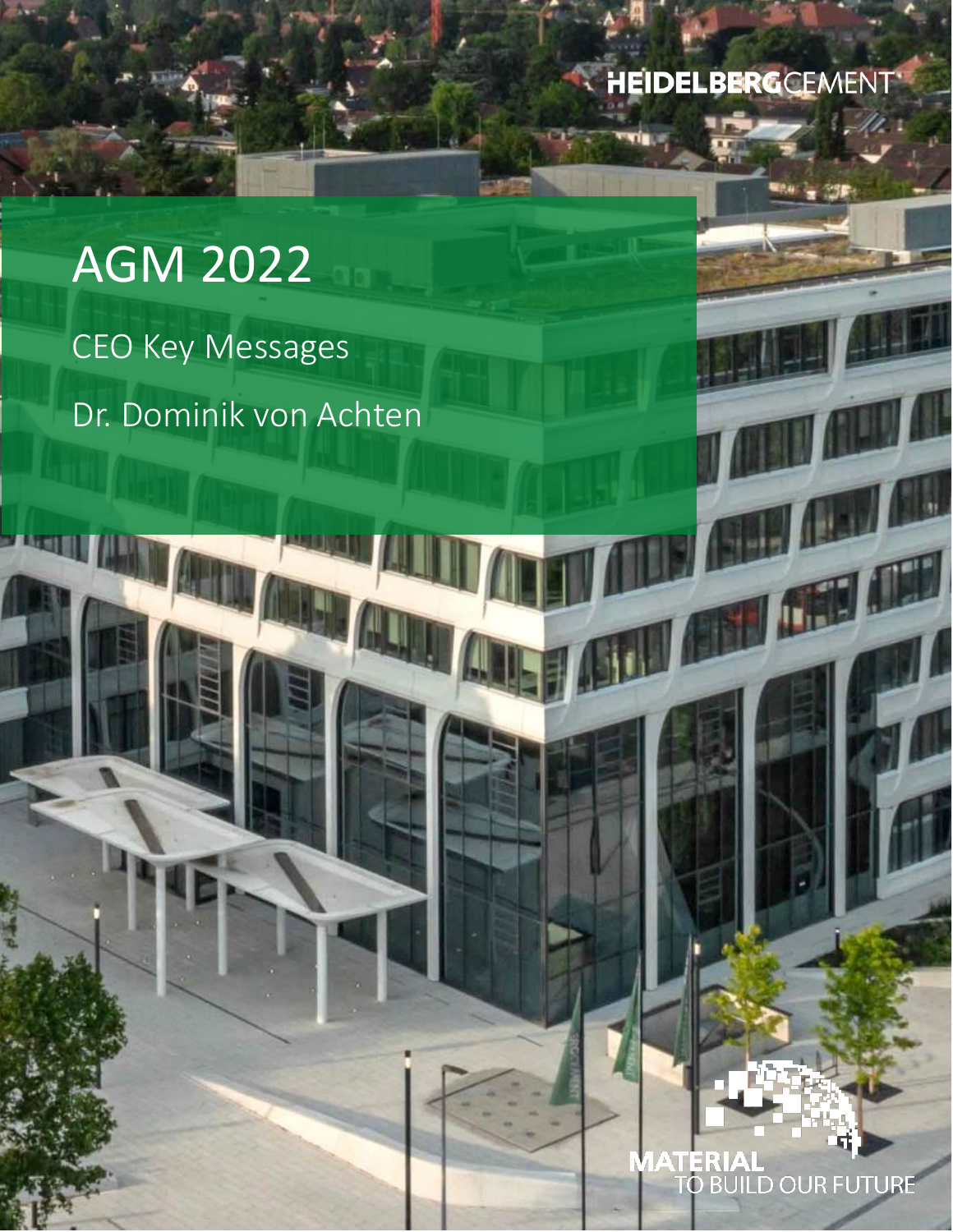HEIDELBERGCEMENT

# AGM 2022

## CEO Key Messages

Dr. Dominik von Achten

MATERIAL TO BUILD OUR FUTURE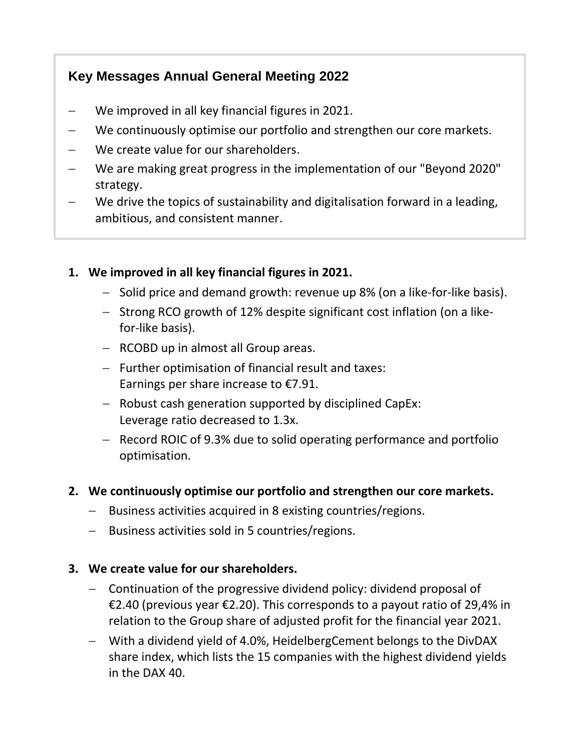## Key Messages Annual General Meeting 2022

- We improved in all key financial figures in 2021.
- We continuously optimise our portfolio and strengthen our core markets.
- We create value for our shareholders.
- We are making great progress in the implementation of our "Beyond 2020" strategy.
- We drive the topics of sustainability and digitalisation forward in a leading, ambitious, and consistent manner.

**1. We improved in all key financial figures in 2021.**

- Solid price and demand growth: revenue up 8% (on a like-for-like basis).
- Strong RCO growth of 12% despite significant cost inflation (on a like-for-like basis).
- RCOBD up in almost all Group areas.
- Further optimisation of financial result and taxes:
  Earnings per share increase to €7.91.
- Robust cash generation supported by disciplined CapEx:
  Leverage ratio decreased to 1.3x.
- Record ROIC of 9.3% due to solid operating performance and portfolio optimisation.

**2. We continuously optimise our portfolio and strengthen our core markets.**

- Business activities acquired in 8 existing countries/regions.
- Business activities sold in 5 countries/regions.

**3. We create value for our shareholders.**

- Continuation of the progressive dividend policy: dividend proposal of €2.40 (previous year €2.20). This corresponds to a payout ratio of 29,4% in relation to the Group share of adjusted profit for the financial year 2021.
- With a dividend yield of 4.0%, HeidelbergCement belongs to the DivDAX share index, which lists the 15 companies with the highest dividend yields in the DAX 40.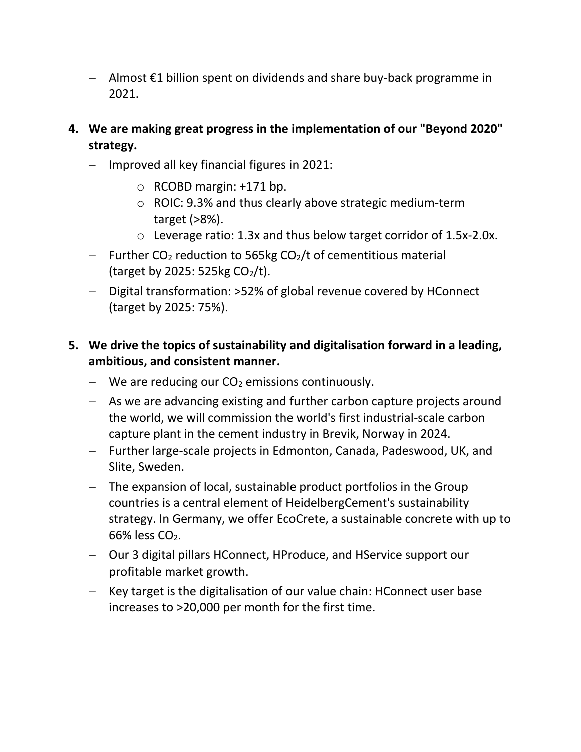- Almost €1 billion spent on dividends and share buy-back programme in 2021.

4. **We are making great progress in the implementation of our "Beyond 2020" strategy.**
   - Improved all key financial figures in 2021:
     - RCOBD margin: +171 bp.
     - ROIC: 9.3% and thus clearly above strategic medium-term target (>8%).
     - Leverage ratio: 1.3x and thus below target corridor of 1.5x-2.0x.
   - Further $CO_2$ reduction to 565kg $CO_2$/t of cementitious material (target by 2025: 525kg $CO_2$/t).
   - Digital transformation: >52% of global revenue covered by HConnect (target by 2025: 75%).

5. **We drive the topics of sustainability and digitalisation forward in a leading, ambitious, and consistent manner.**
   - We are reducing our $CO_2$ emissions continuously.
   - As we are advancing existing and further carbon capture projects around the world, we will commission the world's first industrial-scale carbon capture plant in the cement industry in Brevik, Norway in 2024.
   - Further large-scale projects in Edmonton, Canada, Padeswood, UK, and Slite, Sweden.
   - The expansion of local, sustainable product portfolios in the Group countries is a central element of HeidelbergCement's sustainability strategy. In Germany, we offer EcoCrete, a sustainable concrete with up to 66% less $CO_2$.
   - Our 3 digital pillars HConnect, HProduce, and HService support our profitable market growth.
   - Key target is the digitalisation of our value chain: HConnect user base increases to >20,000 per month for the first time.